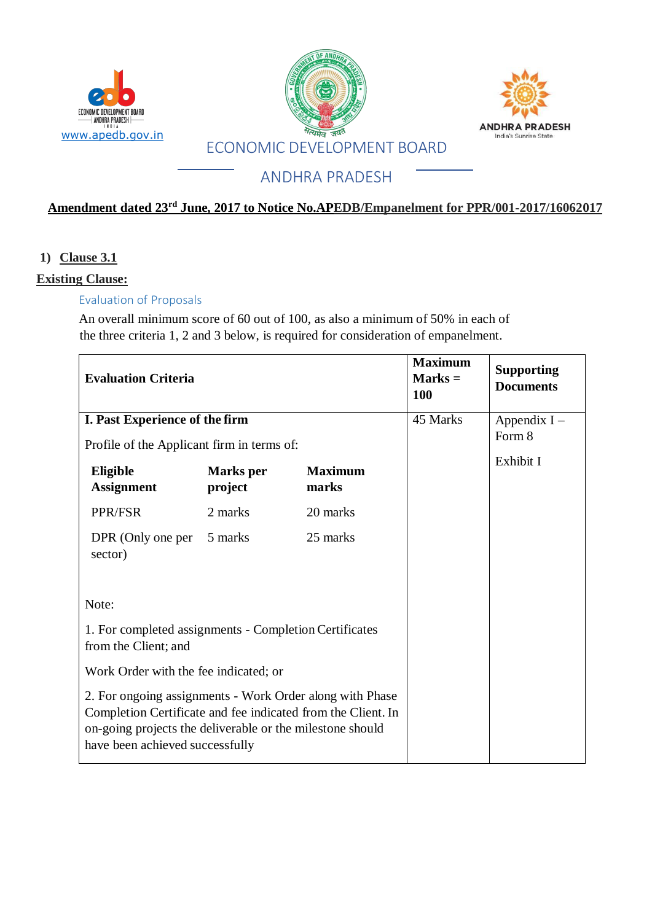ECONOMIC DEVELOPMENT BOARD

ANDHRA PRADESH

**Amendment dated 23rd June, 2017 to Notice No.APEDB/Empanelment for PPR/001-2017/16062017**

1) **Clause 3.1**

**Existing Clause:**

Evaluation of Proposals

An overall minimum score of 60 out of 100, as also a minimum of 50% in each of the three criteria 1, 2 and 3 below, is required for consideration of empanelment.

| Evaluation Criteria | Maximum Marks = 100 | Supporting Documents |
|---|---|---|
| **I. Past Experience of the firm**<br><br>Profile of the Applicant firm in terms of:<br><br>**Eligible Assignment** / **Marks per project** / **Maximum marks**<br>PPR/FSR / 2 marks / 20 marks<br>DPR (Only one per sector) / 5 marks / 25 marks<br><br>Note:<br><br>1. For completed assignments - Completion Certificates from the Client; and<br><br>Work Order with the fee indicated; or<br><br>2. For ongoing assignments - Work Order along with Phase Completion Certificate and fee indicated from the Client. In on-going projects the deliverable or the milestone should have been achieved successfully | 45 Marks | Appendix I – Form 8<br><br>Exhibit I |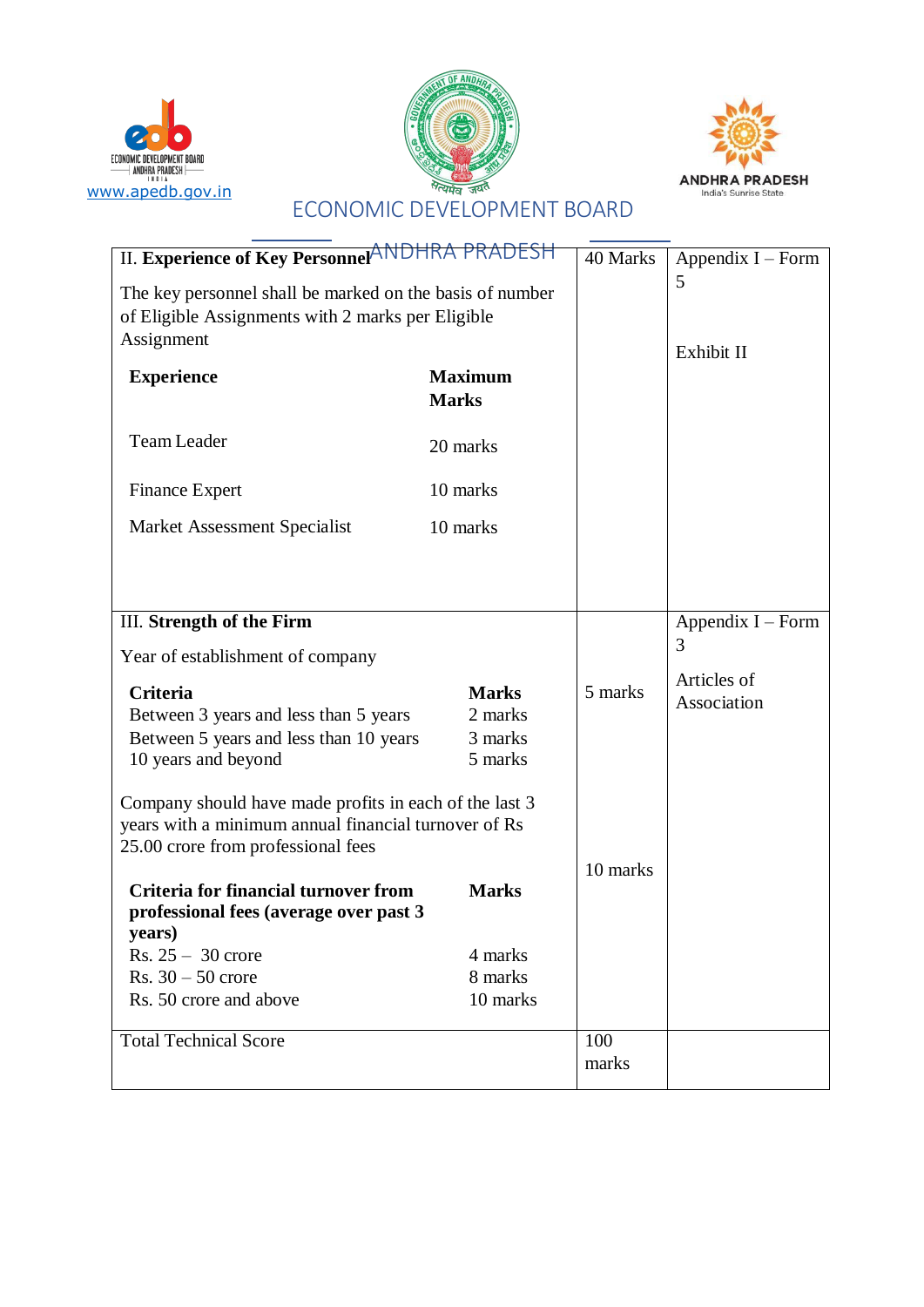| II. **Experience of Key Personnel**<br><br>The key personnel shall be marked on the basis of number of Eligible Assignments with 2 marks per Eligible Assignment<br><br>**Experience** — **Maximum Marks**<br>Team Leader — 20 marks<br>Finance Expert — 10 marks<br>Market Assessment Specialist — 10 marks | 40 Marks | Appendix I – Form 5<br><br>Exhibit II |
|---|---|---|
| III. **Strength of the Firm**<br><br>Year of establishment of company<br><br>**Criteria** — **Marks**<br>Between 3 years and less than 5 years — 2 marks<br>Between 5 years and less than 10 years — 3 marks<br>10 years and beyond — 5 marks | 5 marks | Appendix I – Form 3<br><br>Articles of Association |
| Company should have made profits in each of the last 3 years with a minimum annual financial turnover of Rs 25.00 crore from professional fees<br><br>**Criteria for financial turnover from professional fees (average over past 3 years)** — **Marks**<br>Rs. 25 – 30 crore — 4 marks<br>Rs. 30 – 50 crore — 8 marks<br>Rs. 50 crore and above — 10 marks | 10 marks | |
| Total Technical Score | 100 marks | |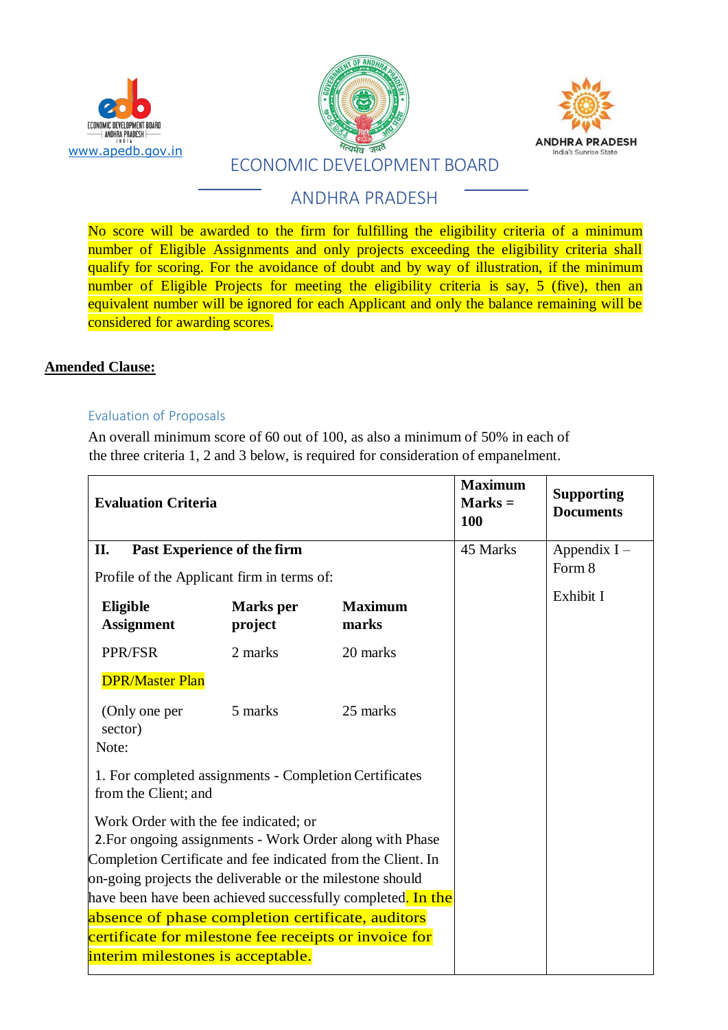No score will be awarded to the firm for fulfilling the eligibility criteria of a minimum number of Eligible Assignments and only projects exceeding the eligibility criteria shall qualify for scoring. For the avoidance of doubt and by way of illustration, if the minimum number of Eligible Projects for meeting the eligibility criteria is say, 5 (five), then an equivalent number will be ignored for each Applicant and only the balance remaining will be considered for awarding scores.

**Amended Clause:**

### Evaluation of Proposals

An overall minimum score of 60 out of 100, as also a minimum of 50% in each of the three criteria 1, 2 and 3 below, is required for consideration of empanelment.

| **Evaluation Criteria** | **Maximum Marks = 100** | **Supporting Documents** |
|---|---|---|
| **II. Past Experience of the firm**<br><br>Profile of the Applicant firm in terms of:<br><br>**Eligible Assignment** / **Marks per project** / **Maximum marks**<br>PPR/FSR / 2 marks / 20 marks<br>DPR/Master Plan (Only one per sector) / 5 marks / 25 marks<br><br>Note:<br><br>1. For completed assignments - Completion Certificates from the Client; and<br><br>Work Order with the fee indicated; or<br>2.For ongoing assignments - Work Order along with Phase Completion Certificate and fee indicated from the Client. In on-going projects the deliverable or the milestone should have been have been achieved successfully completed. In the absence of phase completion certificate, auditors certificate for milestone fee receipts or invoice for interim milestones is acceptable. | 45 Marks | Appendix I – Form 8<br><br>Exhibit I |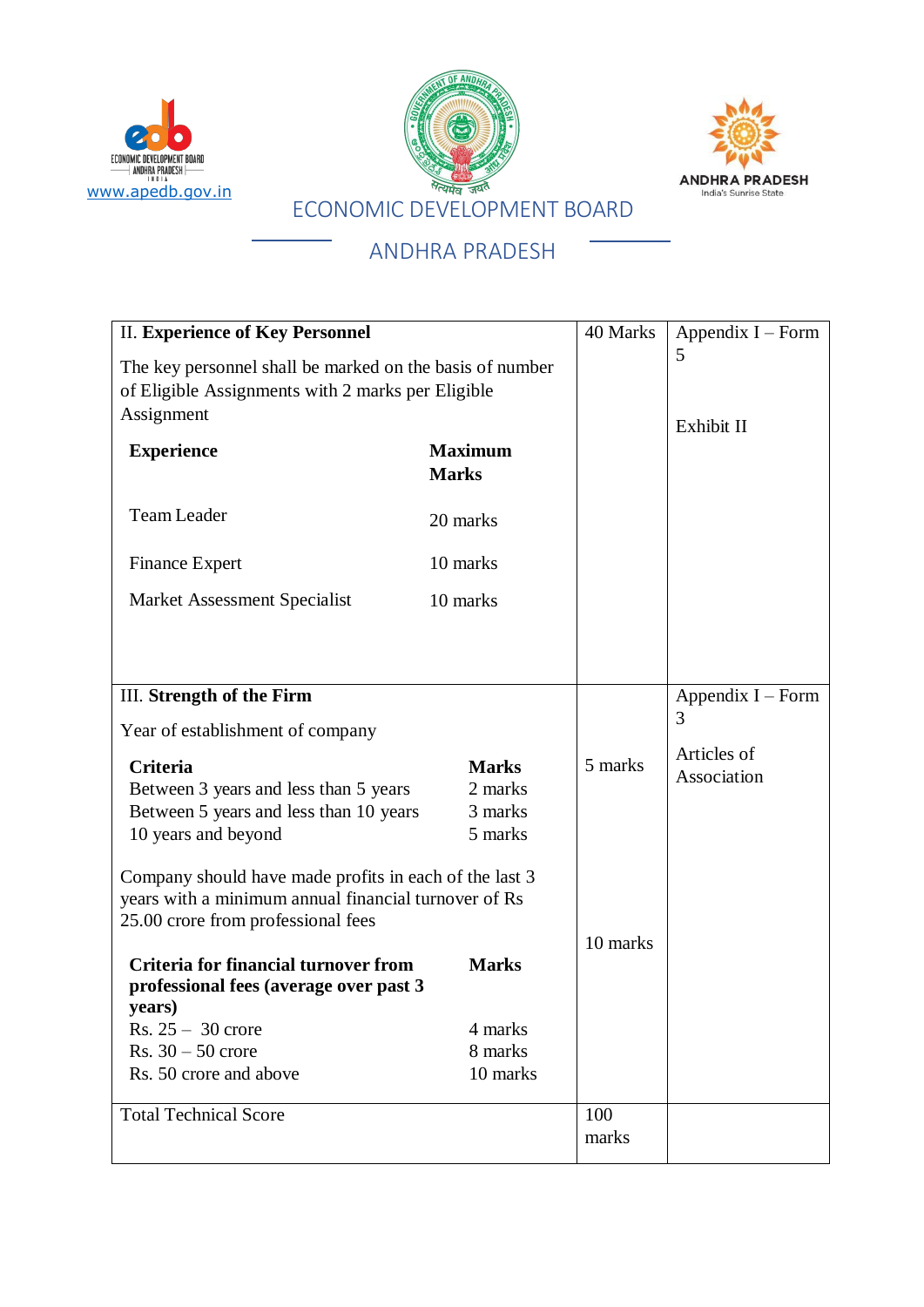| | | |
|---|---|---|
| II. **Experience of Key Personnel**<br><br>The key personnel shall be marked on the basis of number of Eligible Assignments with 2 marks per Eligible Assignment<br><br>**Experience** — **Maximum Marks**<br>Team Leader — 20 marks<br>Finance Expert — 10 marks<br>Market Assessment Specialist — 10 marks | 40 Marks | Appendix I – Form 5<br><br>Exhibit II |
| III. **Strength of the Firm**<br><br>Year of establishment of company<br><br>**Criteria** — **Marks**<br>Between 3 years and less than 5 years — 2 marks<br>Between 5 years and less than 10 years — 3 marks<br>10 years and beyond — 5 marks<br><br>Company should have made profits in each of the last 3 years with a minimum annual financial turnover of Rs 25.00 crore from professional fees<br><br>**Criteria for financial turnover from professional fees (average over past 3 years)** — **Marks**<br>Rs. 25 – 30 crore — 4 marks<br>Rs. 30 – 50 crore — 8 marks<br>Rs. 50 crore and above — 10 marks | 5 marks<br><br>10 marks | Appendix I – Form 3<br><br>Articles of Association |
| Total Technical Score | 100 marks | |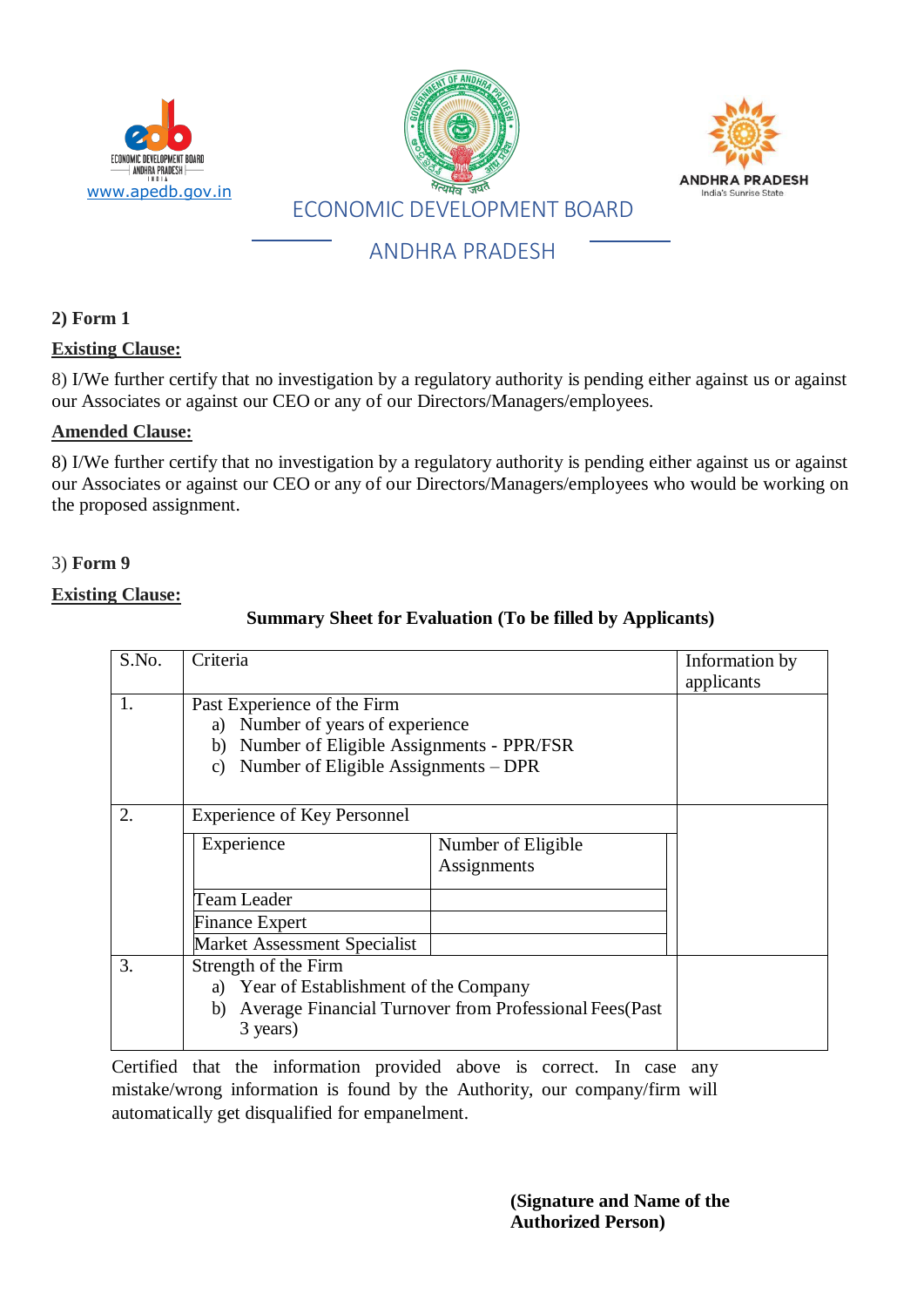**2) Form 1**

**Existing Clause:**

8) I/We further certify that no investigation by a regulatory authority is pending either against us or against our Associates or against our CEO or any of our Directors/Managers/employees.

**Amended Clause:**

8) I/We further certify that no investigation by a regulatory authority is pending either against us or against our Associates or against our CEO or any of our Directors/Managers/employees who would be working on the proposed assignment.

3) **Form 9**

**Existing Clause:**

**Summary Sheet for Evaluation (To be filled by Applicants)**

| S.No. | Criteria | | Information by applicants |
|---|---|---|---|
| 1. | Past Experience of the Firm<br>a) Number of years of experience<br>b) Number of Eligible Assignments - PPR/FSR<br>c) Number of Eligible Assignments – DPR | | |
| 2. | Experience of Key Personnel | | |
| | Experience | Number of Eligible Assignments | |
| | Team Leader | | |
| | Finance Expert | | |
| | Market Assessment Specialist | | |
| 3. | Strength of the Firm<br>a) Year of Establishment of the Company<br>b) Average Financial Turnover from Professional Fees(Past 3 years) | | |

Certified that the information provided above is correct. In case any mistake/wrong information is found by the Authority, our company/firm will automatically get disqualified for empanelment.

**(Signature and Name of the Authorized Person)**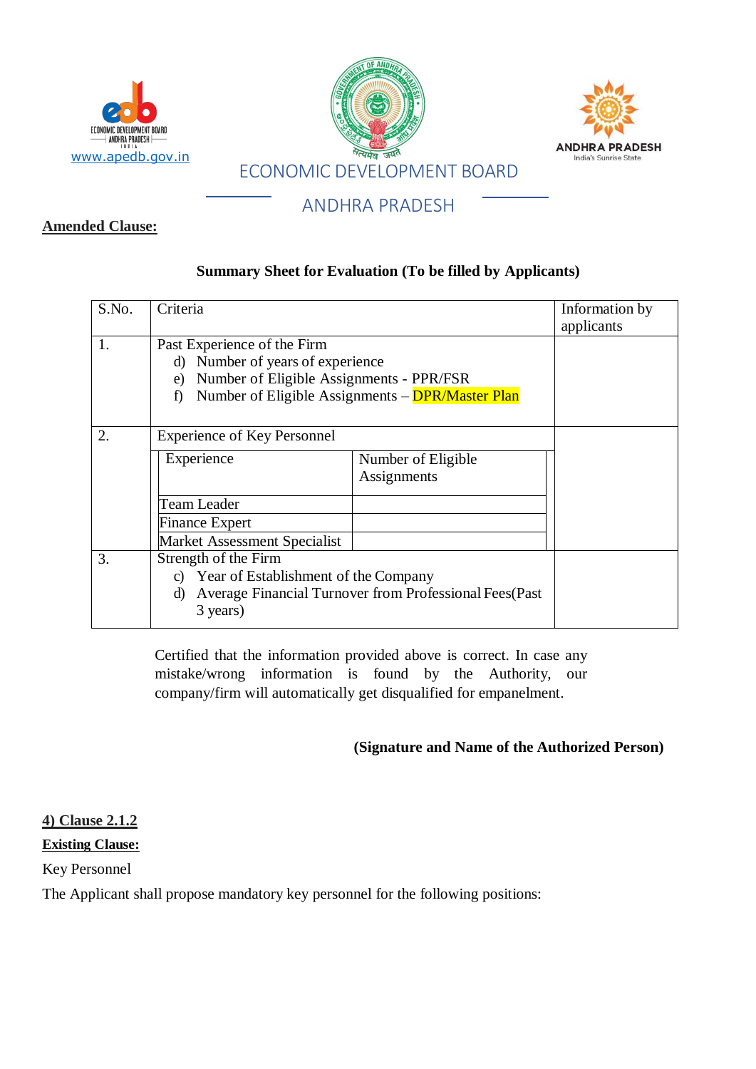ECONOMIC DEVELOPMENT BOARD

ANDHRA PRADESH

**Amended Clause:**

**Summary Sheet for Evaluation (To be filled by Applicants)**

| S.No. | Criteria | | Information by applicants |
|---|---|---|---|
| 1. | Past Experience of the Firm<br>d) Number of years of experience<br>e) Number of Eligible Assignments - PPR/FSR<br>f) Number of Eligible Assignments – DPR/Master Plan | | |
| 2. | Experience of Key Personnel | | |
| | Experience | Number of Eligible Assignments | |
| | Team Leader | | |
| | Finance Expert | | |
| | Market Assessment Specialist | | |
| 3. | Strength of the Firm<br>c) Year of Establishment of the Company<br>d) Average Financial Turnover from Professional Fees(Past 3 years) | | |

Certified that the information provided above is correct. In case any mistake/wrong information is found by the Authority, our company/firm will automatically get disqualified for empanelment.

**(Signature and Name of the Authorized Person)**

**4) Clause 2.1.2**

**Existing Clause:**

Key Personnel

The Applicant shall propose mandatory key personnel for the following positions: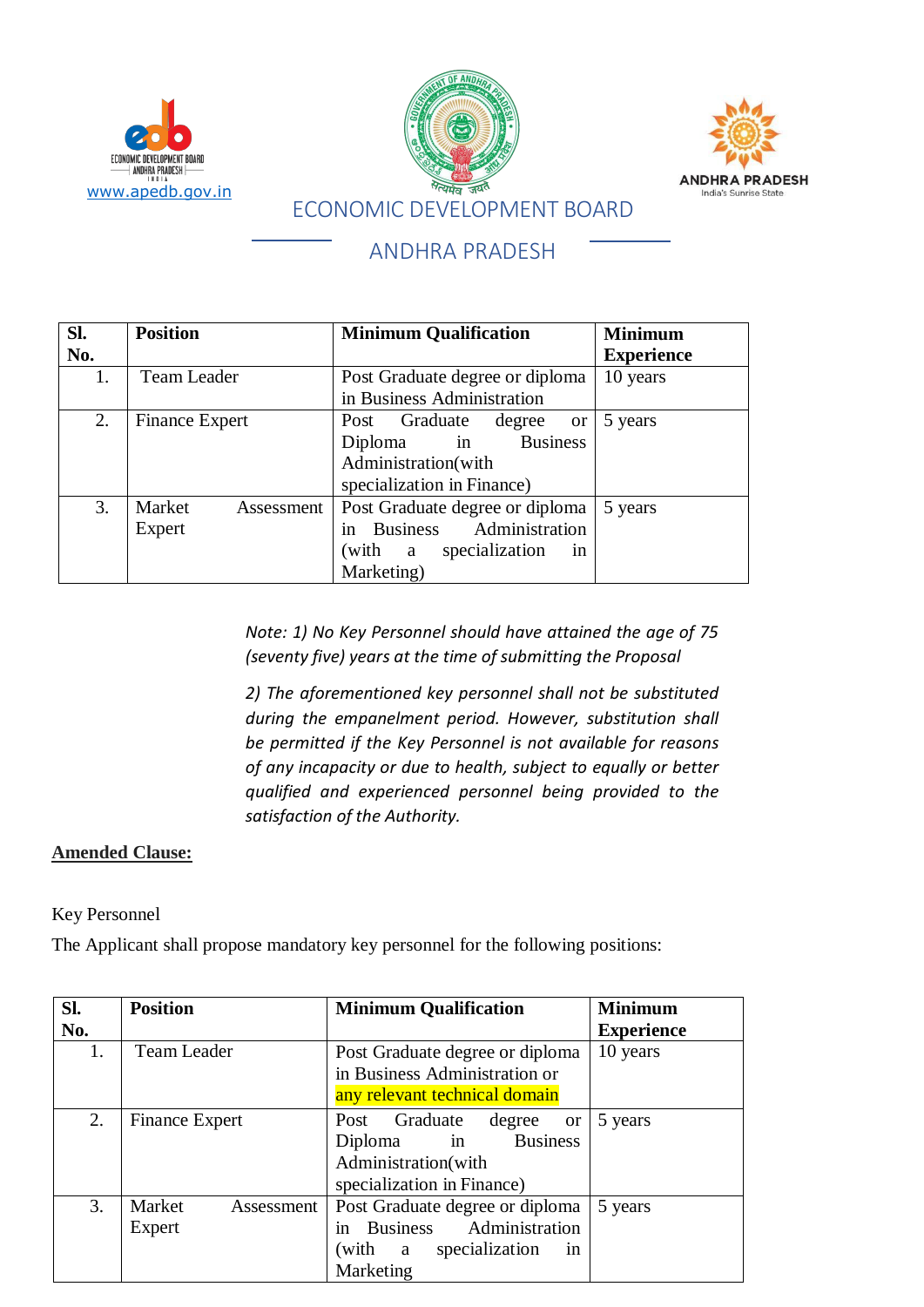ECONOMIC DEVELOPMENT BOARD

ANDHRA PRADESH

| Sl. No. | Position | Minimum Qualification | Minimum Experience |
|---|---|---|---|
| 1. | Team Leader | Post Graduate degree or diploma in Business Administration | 10 years |
| 2. | Finance Expert | Post Graduate degree or Diploma in Business Administration(with specialization in Finance) | 5 years |
| 3. | Market Assessment Expert | Post Graduate degree or diploma in Business Administration (with a specialization in Marketing) | 5 years |

*Note: 1) No Key Personnel should have attained the age of 75 (seventy five) years at the time of submitting the Proposal*

*2) The aforementioned key personnel shall not be substituted during the empanelment period. However, substitution shall be permitted if the Key Personnel is not available for reasons of any incapacity or due to health, subject to equally or better qualified and experienced personnel being provided to the satisfaction of the Authority.*

**Amended Clause:**

Key Personnel

The Applicant shall propose mandatory key personnel for the following positions:

| Sl. No. | Position | Minimum Qualification | Minimum Experience |
|---|---|---|---|
| 1. | Team Leader | Post Graduate degree or diploma in Business Administration or any relevant technical domain | 10 years |
| 2. | Finance Expert | Post Graduate degree or Diploma in Business Administration(with specialization in Finance) | 5 years |
| 3. | Market Assessment Expert | Post Graduate degree or diploma in Business Administration (with a specialization in Marketing | 5 years |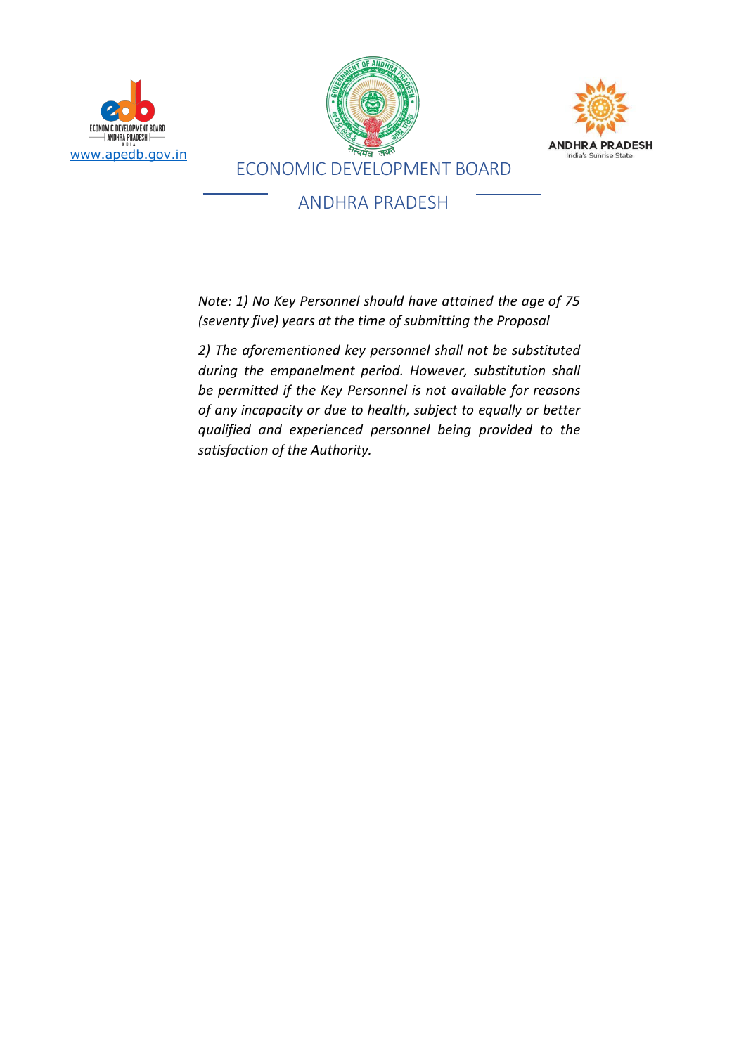*Note: 1) No Key Personnel should have attained the age of 75 (seventy five) years at the time of submitting the Proposal*

*2) The aforementioned key personnel shall not be substituted during the empanelment period. However, substitution shall be permitted if the Key Personnel is not available for reasons of any incapacity or due to health, subject to equally or better qualified and experienced personnel being provided to the satisfaction of the Authority.*